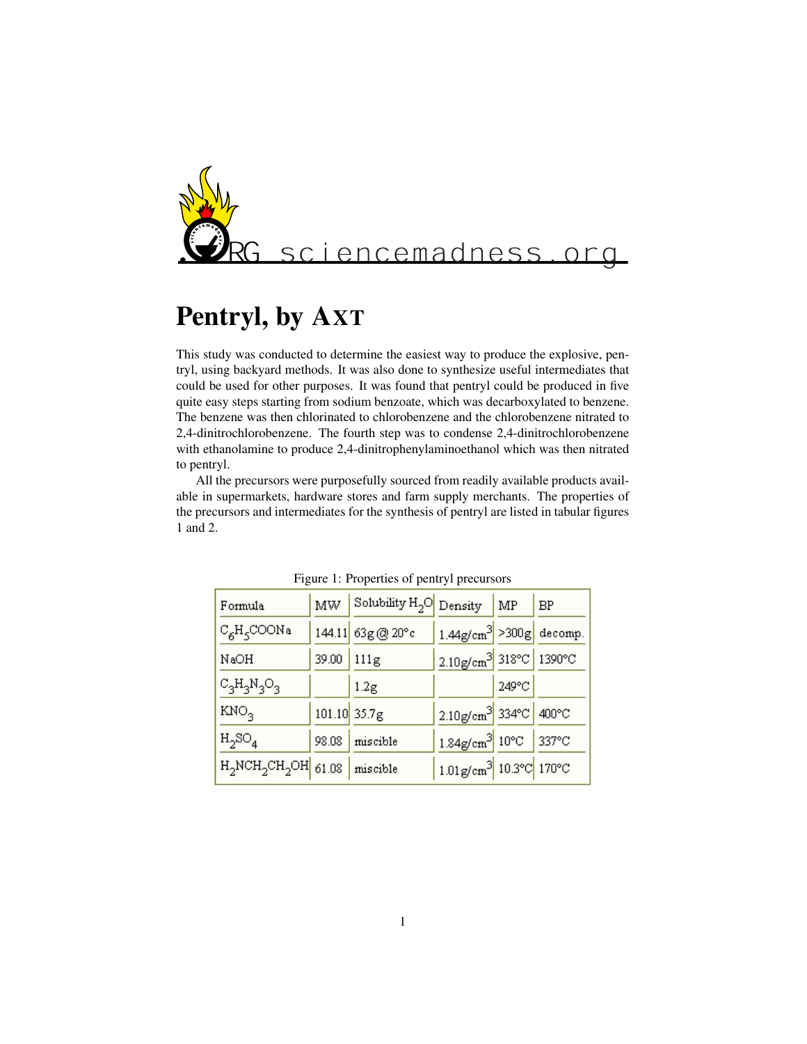# Pentryl, by AXT

This study was conducted to determine the easiest way to produce the explosive, pentryl, using backyard methods. It was also done to synthesize useful intermediates that could be used for other purposes. It was found that pentryl could be produced in five quite easy steps starting from sodium benzoate, which was decarboxylated to benzene. The benzene was then chlorinated to chlorobenzene and the chlorobenzene nitrated to 2,4-dinitrochlorobenzene. The fourth step was to condense 2,4-dinitrochlorobenzene with ethanolamine to produce 2,4-dinitrophenylaminoethanol which was then nitrated to pentryl.

All the precursors were purposefully sourced from readily available products available in supermarkets, hardware stores and farm supply merchants. The properties of the precursors and intermediates for the synthesis of pentryl are listed in tabular figures 1 and 2.

Figure 1: Properties of pentryl precursors

| Formula | MW | Solubility $H_2O$ | Density | MP | BP |
|---|---|---|---|---|---|
| $C_6H_5COONa$ | 144.11 | 63g @ 20°c | 1.44g/cm$^3$ | >300g | decomp. |
| NaOH | 39.00 | 111g | 2.10g/cm$^3$ | 318°C | 1390°C |
| $C_3H_3N_3O_3$ | | 1.2g | | 249°C | |
| $KNO_3$ | 101.10 | 35.7g | 2.10g/cm$^3$ | 334°C | 400°C |
| $H_2SO_4$ | 98.08 | miscible | 1.84g/cm$^3$ | 10°C | 337°C |
| $H_2NCH_2CH_2OH$ | 61.08 | miscible | 1.01g/cm$^3$ | 10.3°C | 170°C |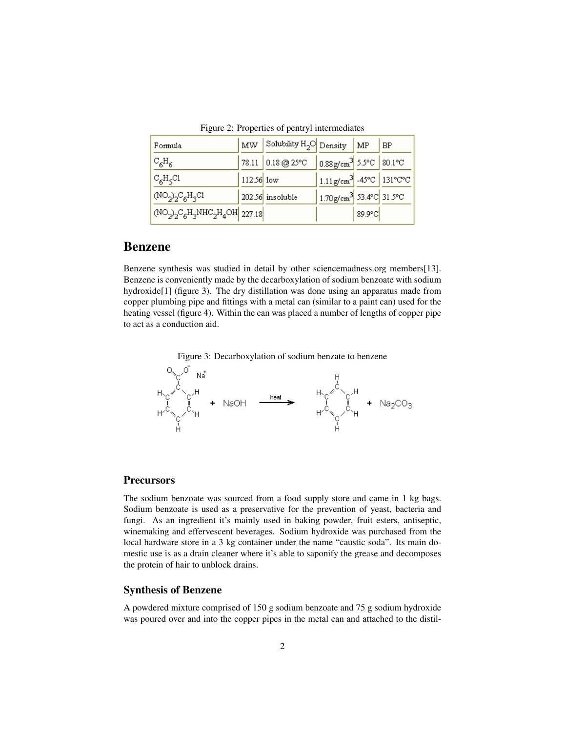Figure 2: Properties of pentryl intermediates

| Formula | MW | Solubility $H_2O$ | Density | MP | BP |
|---|---|---|---|---|---|
| $C_6H_6$ | 78.11 | 0.18 @ 25°C | 0.88g/cm$^3$ | 5.5°C | 80.1°C |
| $C_6H_5Cl$ | 112.56 | low | 1.11g/cm$^3$ | -45°C | 131°C°C |
| $(NO_2)_2C_6H_3Cl$ | 202.56 | insoluble | 1.70g/cm$^3$ | 53.4°C | 31.5°C |
| $(NO_2)_2C_6H_3NHC_2H_4OH$ | 227.18 | | | 89.9°C | |

# Benzene

Benzene synthesis was studied in detail by other sciencemadness.org members[13]. Benzene is conveniently made by the decarboxylation of sodium benzoate with sodium hydroxide[1] (figure 3). The dry distillation was done using an apparatus made from copper plumbing pipe and fittings with a metal can (similar to a paint can) used for the heating vessel (figure 4). Within the can was placed a number of lengths of copper pipe to act as a conduction aid.

Figure 3: Decarboxylation of sodium benzate to benzene

$$C_6H_5COO^- Na^+ + NaOH \xrightarrow{heat} C_6H_6 + Na_2CO_3$$

## Precursors

The sodium benzoate was sourced from a food supply store and came in 1 kg bags. Sodium benzoate is used as a preservative for the prevention of yeast, bacteria and fungi. As an ingredient it's mainly used in baking powder, fruit esters, antiseptic, winemaking and effervescent beverages. Sodium hydroxide was purchased from the local hardware store in a 3 kg container under the name "caustic soda". Its main domestic use is as a drain cleaner where it's able to saponify the grease and decomposes the protein of hair to unblock drains.

## Synthesis of Benzene

A powdered mixture comprised of 150 g sodium benzoate and 75 g sodium hydroxide was poured over and into the copper pipes in the metal can and attached to the distil-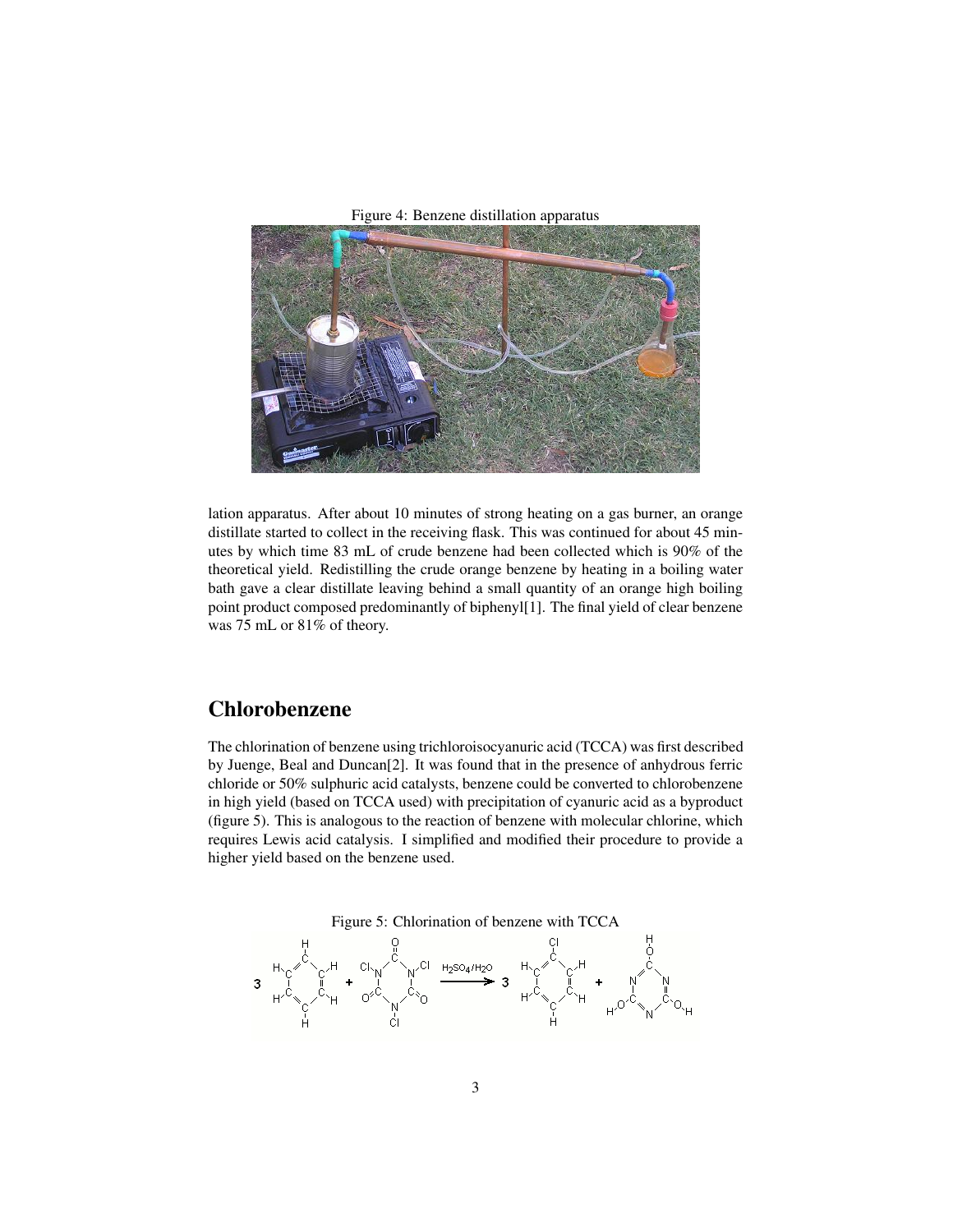Figure 4: Benzene distillation apparatus

lation apparatus. After about 10 minutes of strong heating on a gas burner, an orange distillate started to collect in the receiving flask. This was continued for about 45 minutes by which time 83 mL of crude benzene had been collected which is 90% of the theoretical yield. Redistilling the crude orange benzene by heating in a boiling water bath gave a clear distillate leaving behind a small quantity of an orange high boiling point product composed predominantly of biphenyl[1]. The final yield of clear benzene was 75 mL or 81% of theory.

# Chlorobenzene

The chlorination of benzene using trichloroisocyanuric acid (TCCA) was first described by Juenge, Beal and Duncan[2]. It was found that in the presence of anhydrous ferric chloride or 50% sulphuric acid catalysts, benzene could be converted to chlorobenzene in high yield (based on TCCA used) with precipitation of cyanuric acid as a byproduct (figure 5). This is analogous to the reaction of benzene with molecular chlorine, which requires Lewis acid catalysis. I simplified and modified their procedure to provide a higher yield based on the benzene used.

Figure 5: Chlorination of benzene with TCCA

$$3\ C_6H_6 + C_3N_3O_3Cl_3 \xrightarrow{H_2SO_4/H_2O} 3\ C_6H_5Cl + C_3N_3(OH)_3$$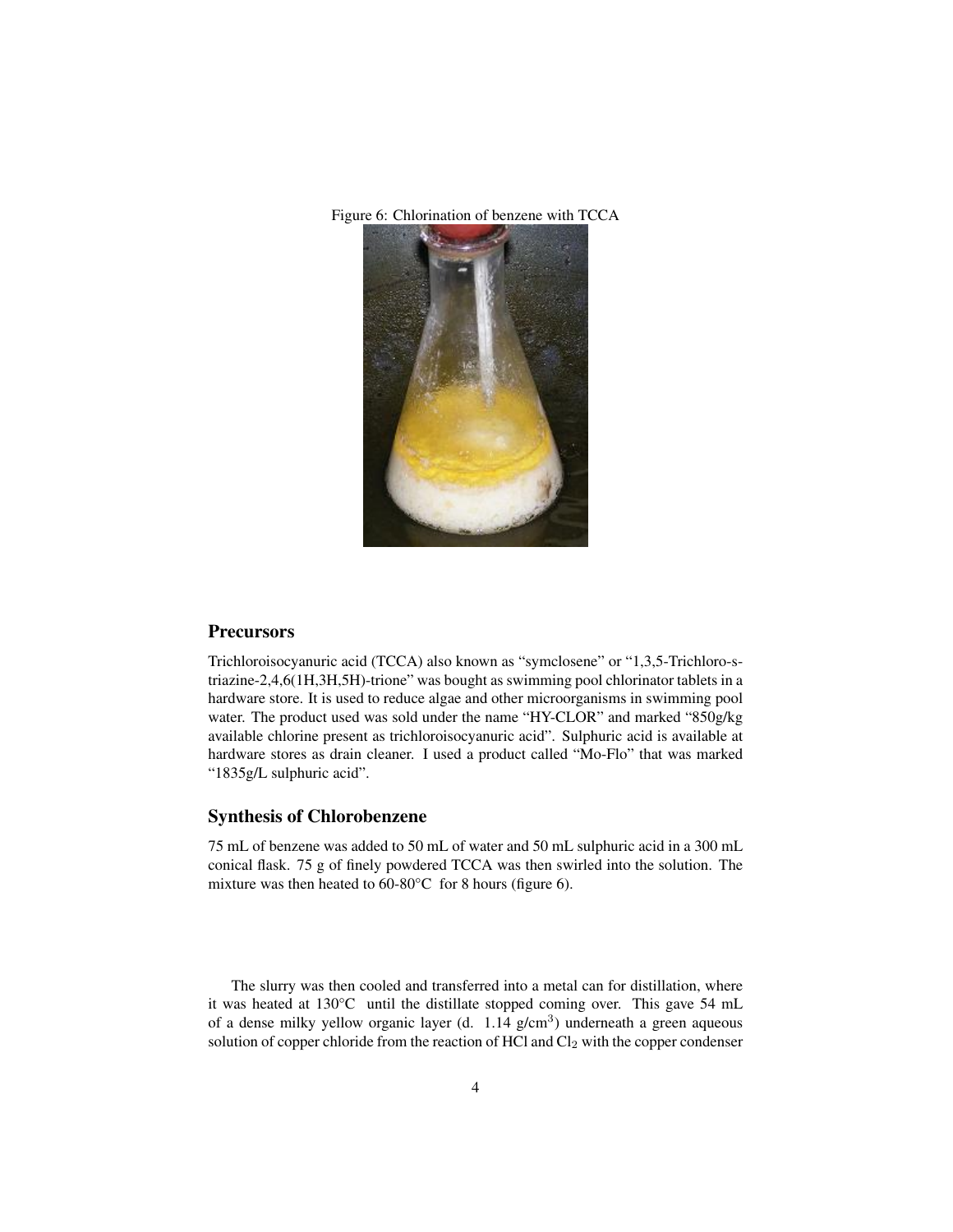Figure 6: Chlorination of benzene with TCCA

## Precursors

Trichloroisocyanuric acid (TCCA) also known as "symclosene" or "1,3,5-Trichloro-s-triazine-2,4,6(1H,3H,5H)-trione" was bought as swimming pool chlorinator tablets in a hardware store. It is used to reduce algae and other microorganisms in swimming pool water. The product used was sold under the name "HY-CLOR" and marked "850g/kg available chlorine present as trichloroisocyanuric acid". Sulphuric acid is available at hardware stores as drain cleaner. I used a product called "Mo-Flo" that was marked "1835g/L sulphuric acid".

## Synthesis of Chlorobenzene

75 mL of benzene was added to 50 mL of water and 50 mL sulphuric acid in a 300 mL conical flask. 75 g of finely powdered TCCA was then swirled into the solution. The mixture was then heated to 60-80°C for 8 hours (figure 6).

The slurry was then cooled and transferred into a metal can for distillation, where it was heated at 130°C until the distillate stopped coming over. This gave 54 mL of a dense milky yellow organic layer (d. 1.14 g/cm$^3$) underneath a green aqueous solution of copper chloride from the reaction of HCl and $Cl_2$ with the copper condenser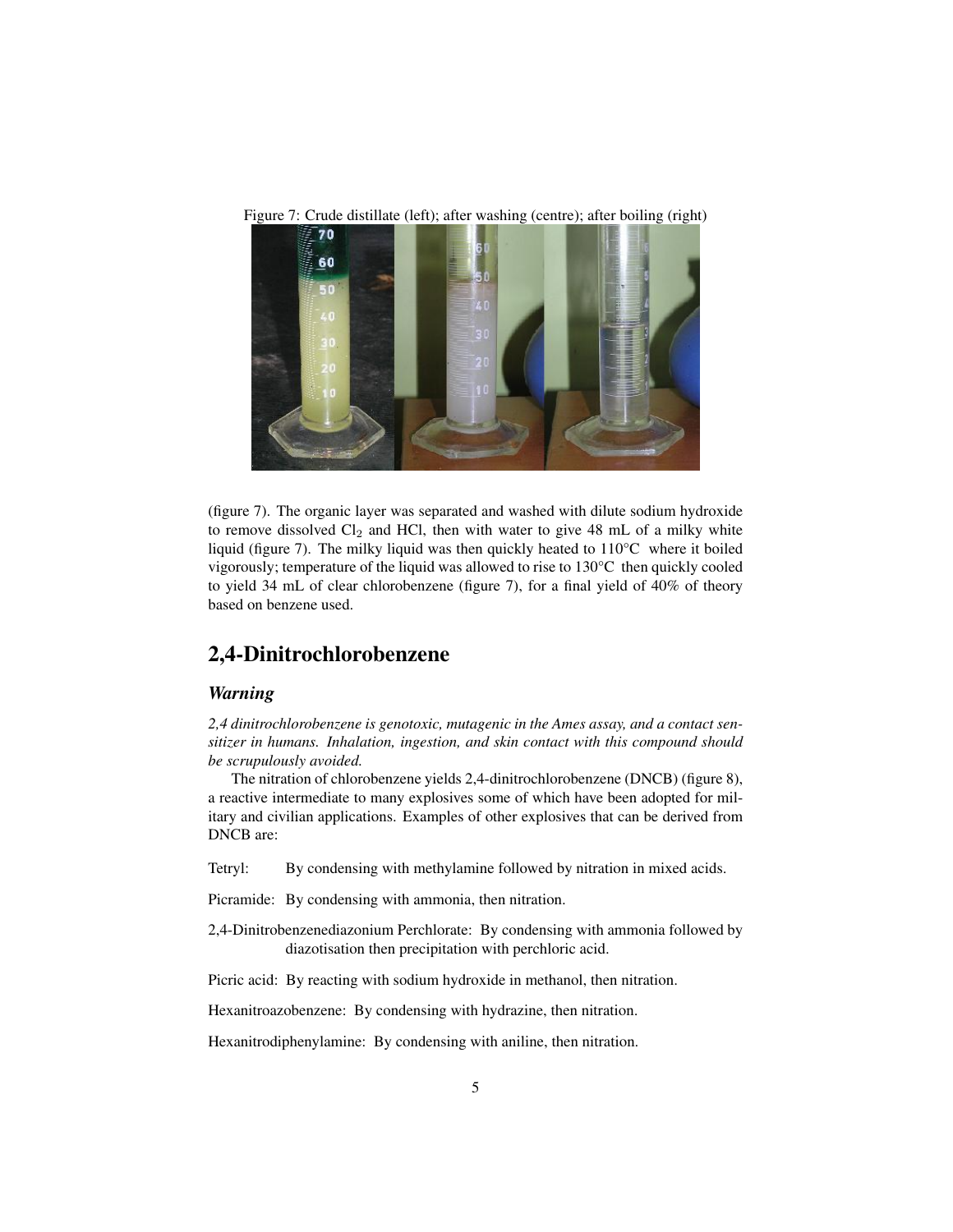Figure 7: Crude distillate (left); after washing (centre); after boiling (right)

(figure 7). The organic layer was separated and washed with dilute sodium hydroxide to remove dissolved $Cl_2$ and HCl, then with water to give 48 mL of a milky white liquid (figure 7). The milky liquid was then quickly heated to 110°C where it boiled vigorously; temperature of the liquid was allowed to rise to 130°C then quickly cooled to yield 34 mL of clear chlorobenzene (figure 7), for a final yield of 40% of theory based on benzene used.

## 2,4-Dinitrochlorobenzene

### *Warning*

*2,4 dinitrochlorobenzene is genotoxic, mutagenic in the Ames assay, and a contact sensitizer in humans. Inhalation, ingestion, and skin contact with this compound should be scrupulously avoided.*

The nitration of chlorobenzene yields 2,4-dinitrochlorobenzene (DNCB) (figure 8), a reactive intermediate to many explosives some of which have been adopted for military and civilian applications. Examples of other explosives that can be derived from DNCB are:

Tetryl: By condensing with methylamine followed by nitration in mixed acids.

Picramide: By condensing with ammonia, then nitration.

2,4-Dinitrobenzenediazonium Perchlorate: By condensing with ammonia followed by diazotisation then precipitation with perchloric acid.

Picric acid: By reacting with sodium hydroxide in methanol, then nitration.

Hexanitroazobenzene: By condensing with hydrazine, then nitration.

Hexanitrodiphenylamine: By condensing with aniline, then nitration.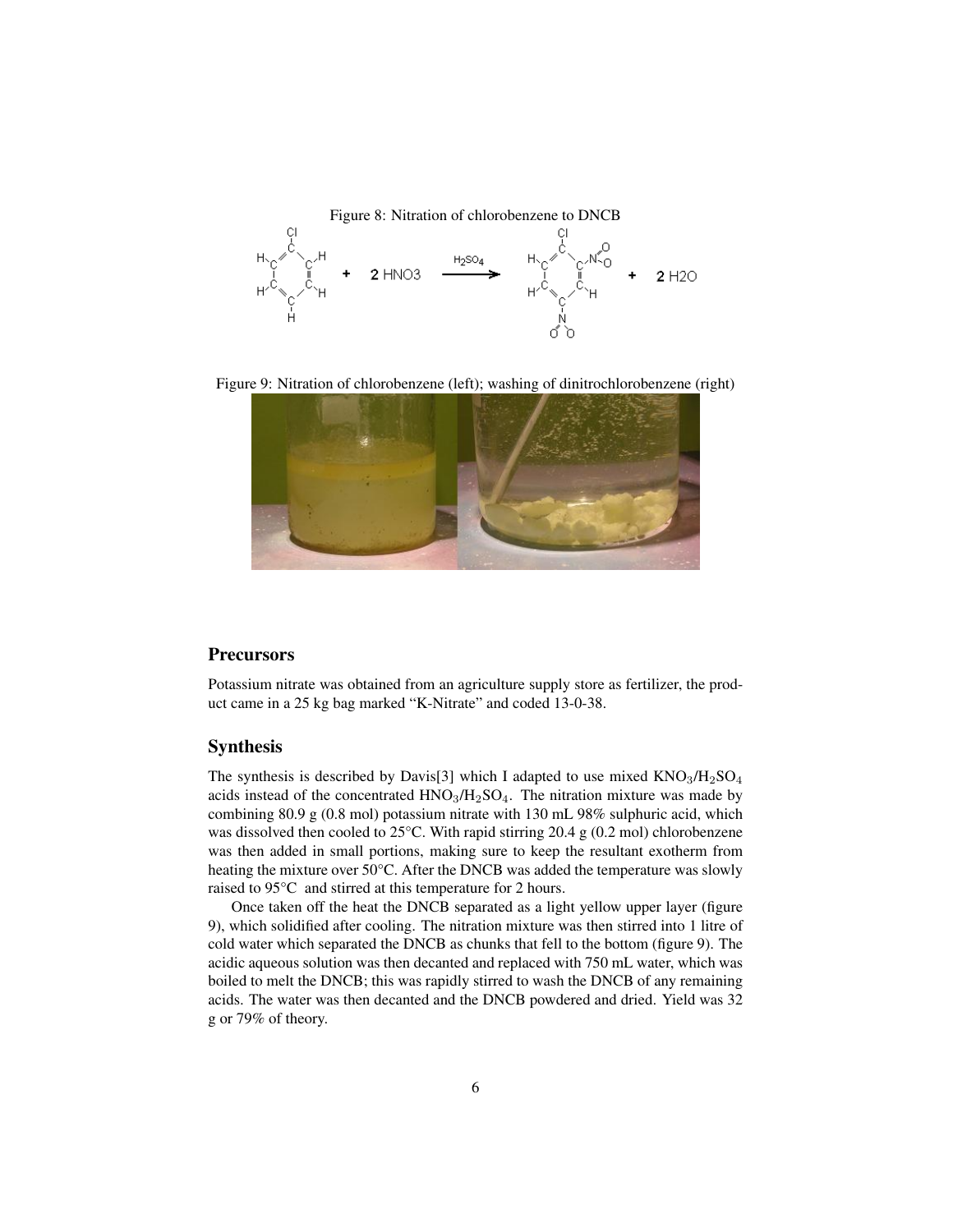Figure 8: Nitration of chlorobenzene to DNCB

$$C_6H_5Cl + 2\,HNO_3 \xrightarrow{H_2SO_4} C_6H_3Cl(NO_2)_2 + 2\,H_2O$$

Figure 9: Nitration of chlorobenzene (left); washing of dinitrochlorobenzene (right)

## Precursors

Potassium nitrate was obtained from an agriculture supply store as fertilizer, the product came in a 25 kg bag marked "K-Nitrate" and coded 13-0-38.

## Synthesis

The synthesis is described by Davis[3] which I adapted to use mixed $KNO_3/H_2SO_4$ acids instead of the concentrated $HNO_3/H_2SO_4$. The nitration mixture was made by combining 80.9 g (0.8 mol) potassium nitrate with 130 mL 98% sulphuric acid, which was dissolved then cooled to 25°C. With rapid stirring 20.4 g (0.2 mol) chlorobenzene was then added in small portions, making sure to keep the resultant exotherm from heating the mixture over 50°C. After the DNCB was added the temperature was slowly raised to 95°C and stirred at this temperature for 2 hours.

Once taken off the heat the DNCB separated as a light yellow upper layer (figure 9), which solidified after cooling. The nitration mixture was then stirred into 1 litre of cold water which separated the DNCB as chunks that fell to the bottom (figure 9). The acidic aqueous solution was then decanted and replaced with 750 mL water, which was boiled to melt the DNCB; this was rapidly stirred to wash the DNCB of any remaining acids. The water was then decanted and the DNCB powdered and dried. Yield was 32 g or 79% of theory.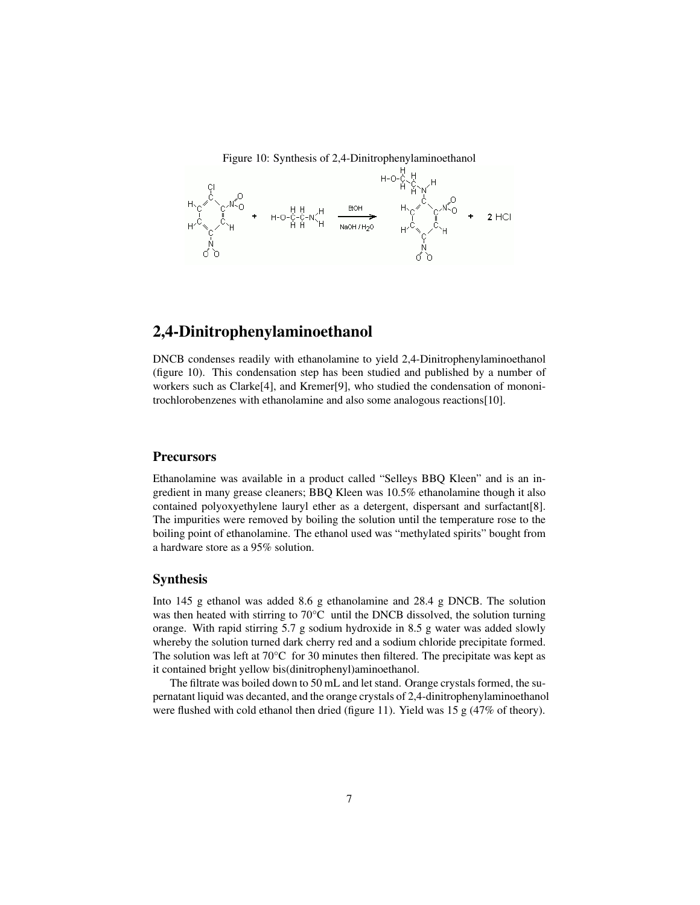Figure 10: Synthesis of 2,4-Dinitrophenylaminoethanol

## 2,4-Dinitrophenylaminoethanol

DNCB condenses readily with ethanolamine to yield 2,4-Dinitrophenylaminoethanol (figure 10). This condensation step has been studied and published by a number of workers such as Clarke[4], and Kremer[9], who studied the condensation of mononitrochlorobenzenes with ethanolamine and also some analogous reactions[10].

### Precursors

Ethanolamine was available in a product called "Selleys BBQ Kleen" and is an ingredient in many grease cleaners; BBQ Kleen was 10.5% ethanolamine though it also contained polyoxyethylene lauryl ether as a detergent, dispersant and surfactant[8]. The impurities were removed by boiling the solution until the temperature rose to the boiling point of ethanolamine. The ethanol used was "methylated spirits" bought from a hardware store as a 95% solution.

### Synthesis

Into 145 g ethanol was added 8.6 g ethanolamine and 28.4 g DNCB. The solution was then heated with stirring to 70°C until the DNCB dissolved, the solution turning orange. With rapid stirring 5.7 g sodium hydroxide in 8.5 g water was added slowly whereby the solution turned dark cherry red and a sodium chloride precipitate formed. The solution was left at 70°C for 30 minutes then filtered. The precipitate was kept as it contained bright yellow bis(dinitrophenyl)aminoethanol.

The filtrate was boiled down to 50 mL and let stand. Orange crystals formed, the supernatant liquid was decanted, and the orange crystals of 2,4-dinitrophenylaminoethanol were flushed with cold ethanol then dried (figure 11). Yield was 15 g (47% of theory).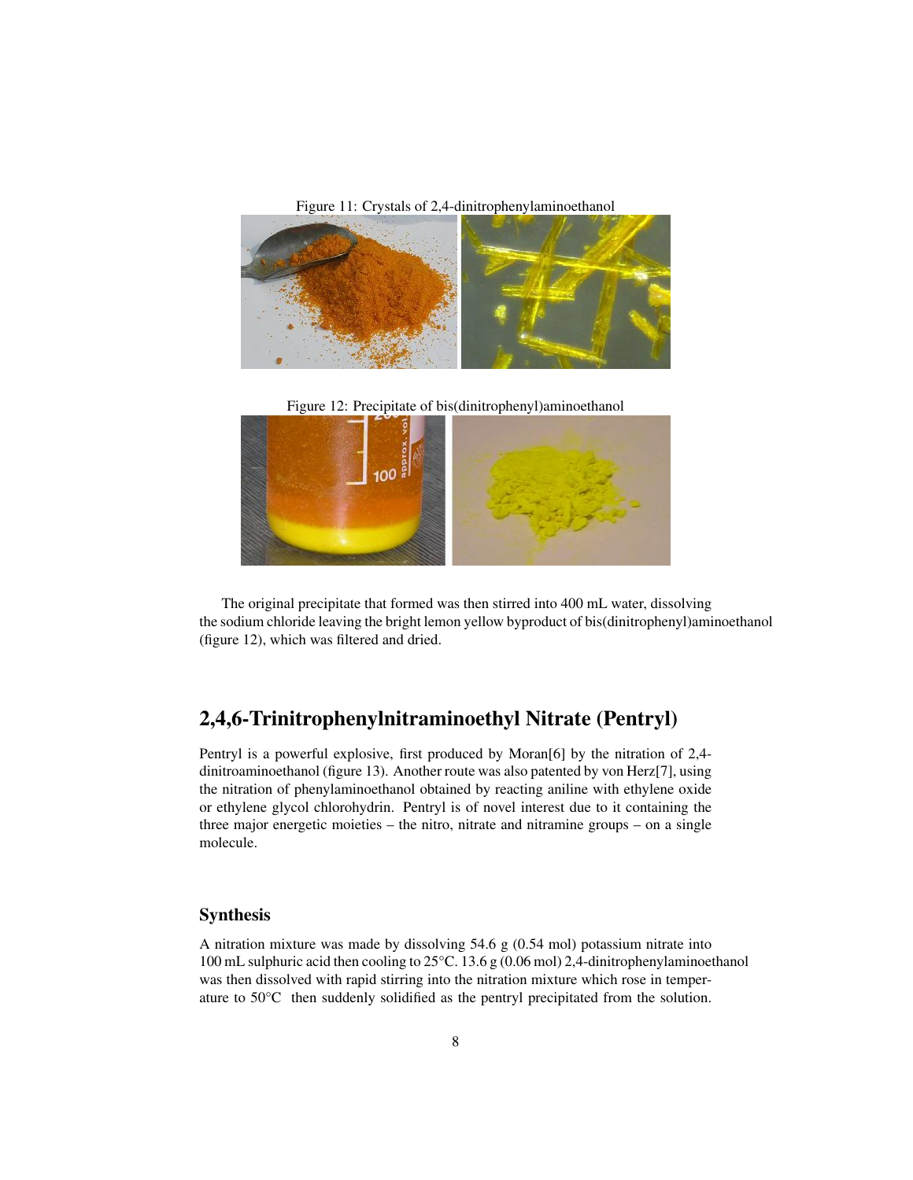Figure 11: Crystals of 2,4-dinitrophenylaminoethanol

Figure 12: Precipitate of bis(dinitrophenyl)aminoethanol

The original precipitate that formed was then stirred into 400 mL water, dissolving the sodium chloride leaving the bright lemon yellow byproduct of bis(dinitrophenyl)aminoethanol (figure 12), which was filtered and dried.

## 2,4,6-Trinitrophenylnitraminoethyl Nitrate (Pentryl)

Pentryl is a powerful explosive, first produced by Moran[6] by the nitration of 2,4-dinitroaminoethanol (figure 13). Another route was also patented by von Herz[7], using the nitration of phenylaminoethanol obtained by reacting aniline with ethylene oxide or ethylene glycol chlorohydrin. Pentryl is of novel interest due to it containing the three major energetic moieties – the nitro, nitrate and nitramine groups – on a single molecule.

### Synthesis

A nitration mixture was made by dissolving 54.6 g (0.54 mol) potassium nitrate into 100 mL sulphuric acid then cooling to 25°C. 13.6 g (0.06 mol) 2,4-dinitrophenylaminoethanol was then dissolved with rapid stirring into the nitration mixture which rose in temperature to 50°C then suddenly solidified as the pentryl precipitated from the solution.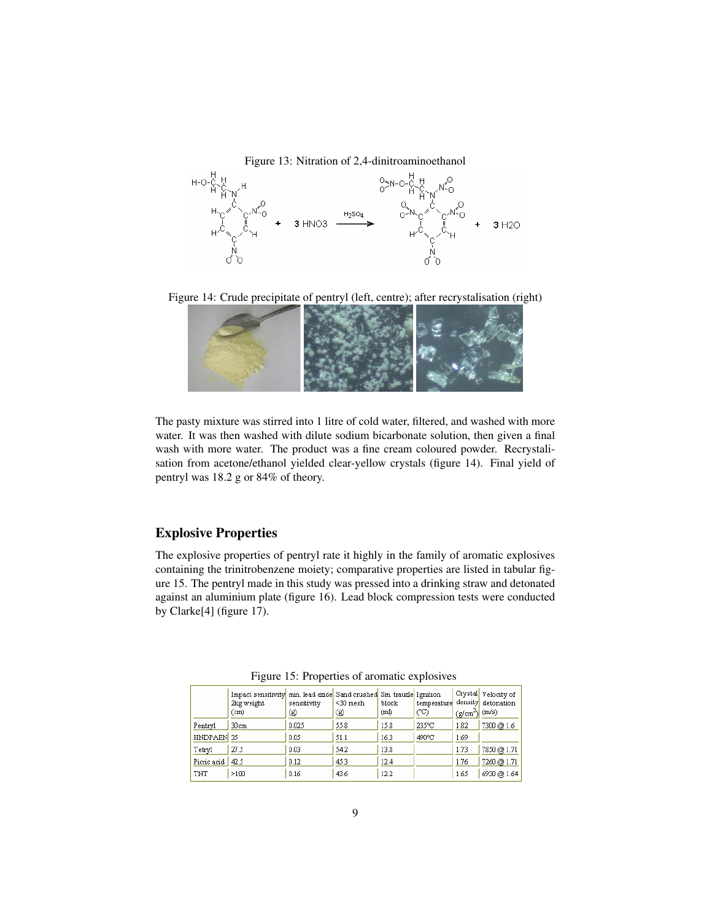Figure 13: Nitration of 2,4-dinitroaminoethanol

Figure 14: Crude precipitate of pentryl (left, centre); after recrystalisation (right)

The pasty mixture was stirred into 1 litre of cold water, filtered, and washed with more water. It was then washed with dilute sodium bicarbonate solution, then given a final wash with more water. The product was a fine cream coloured powder. Recrystalisation from acetone/ethanol yielded clear-yellow crystals (figure 14). Final yield of pentryl was 18.2 g or 84% of theory.

## Explosive Properties

The explosive properties of pentryl rate it highly in the family of aromatic explosives containing the trinitrobenzene moiety; comparative properties are listed in tabular figure 15. The pentryl made in this study was pressed into a drinking straw and detonated against an aluminium plate (figure 16). Lead block compression tests were conducted by Clarke[4] (figure 17).

Figure 15: Properties of aromatic explosives

| | Impact sensitivity 2kg weight (cm) | min. lead azide sensitivity (g) | Sand crushed <30 mesh (g) | Sm. trauzle block (ml) | Ignition temperature (°C) | Crystal density ($g/cm^3$) | Velocity of detonation (m/s) |
|---|---|---|---|---|---|---|---|
| Pentryl | 30cm | 0.025 | 55.8 | 15.8 | 235°C | 1.82 | 7300 @ 1.6 |
| HNDPAEN | 35 | 0.05 | 51.1 | 16.3 | 490°C | 1.69 | |
| Tetryl | 27.5 | 0.03 | 54.2 | 13.8 | | 1.73 | 7850 @ 1.71 |
| Picric acid | 42.5 | 0.12 | 45.3 | 12.4 | | 1.76 | 7260 @ 1.71 |
| TNT | >100 | 0.16 | 43.6 | 12.2 | | 1.65 | 6920 @ 1.64 |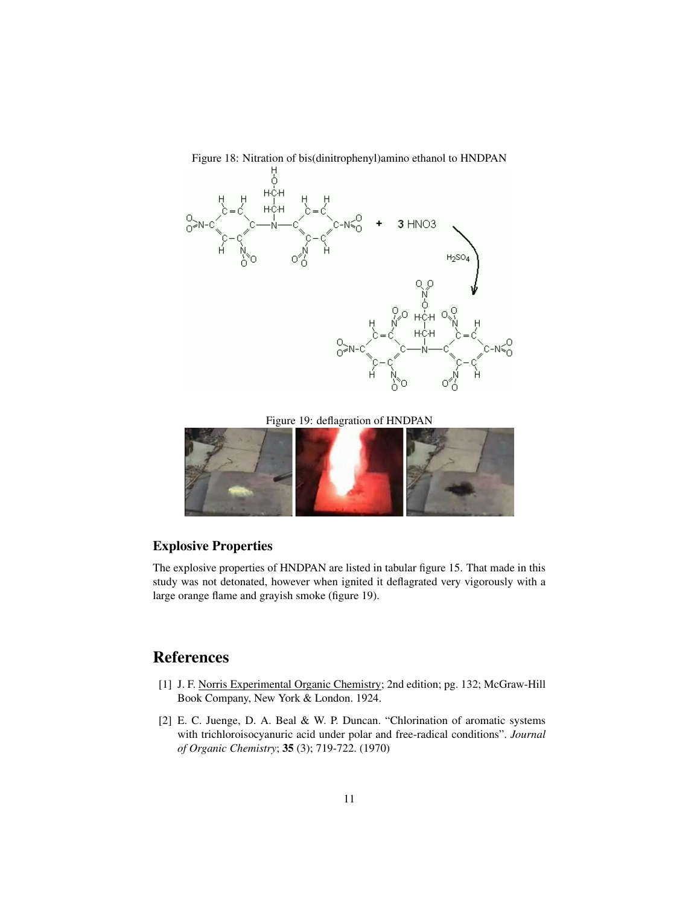Figure 18: Nitration of bis(dinitrophenyl)amino ethanol to HNDPAN

Figure 19: deflagration of HNDPAN

## Explosive Properties

The explosive properties of HNDPAN are listed in tabular figure 15. That made in this study was not detonated, however when ignited it deflagrated very vigorously with a large orange flame and grayish smoke (figure 19).

# References

[1] J. F. Norris Experimental Organic Chemistry; 2nd edition; pg. 132; McGraw-Hill Book Company, New York & London. 1924.

[2] E. C. Juenge, D. A. Beal & W. P. Duncan. "Chlorination of aromatic systems with trichloroisocyanuric acid under polar and free-radical conditions". *Journal of Organic Chemistry*; **35** (3); 719-722. (1970)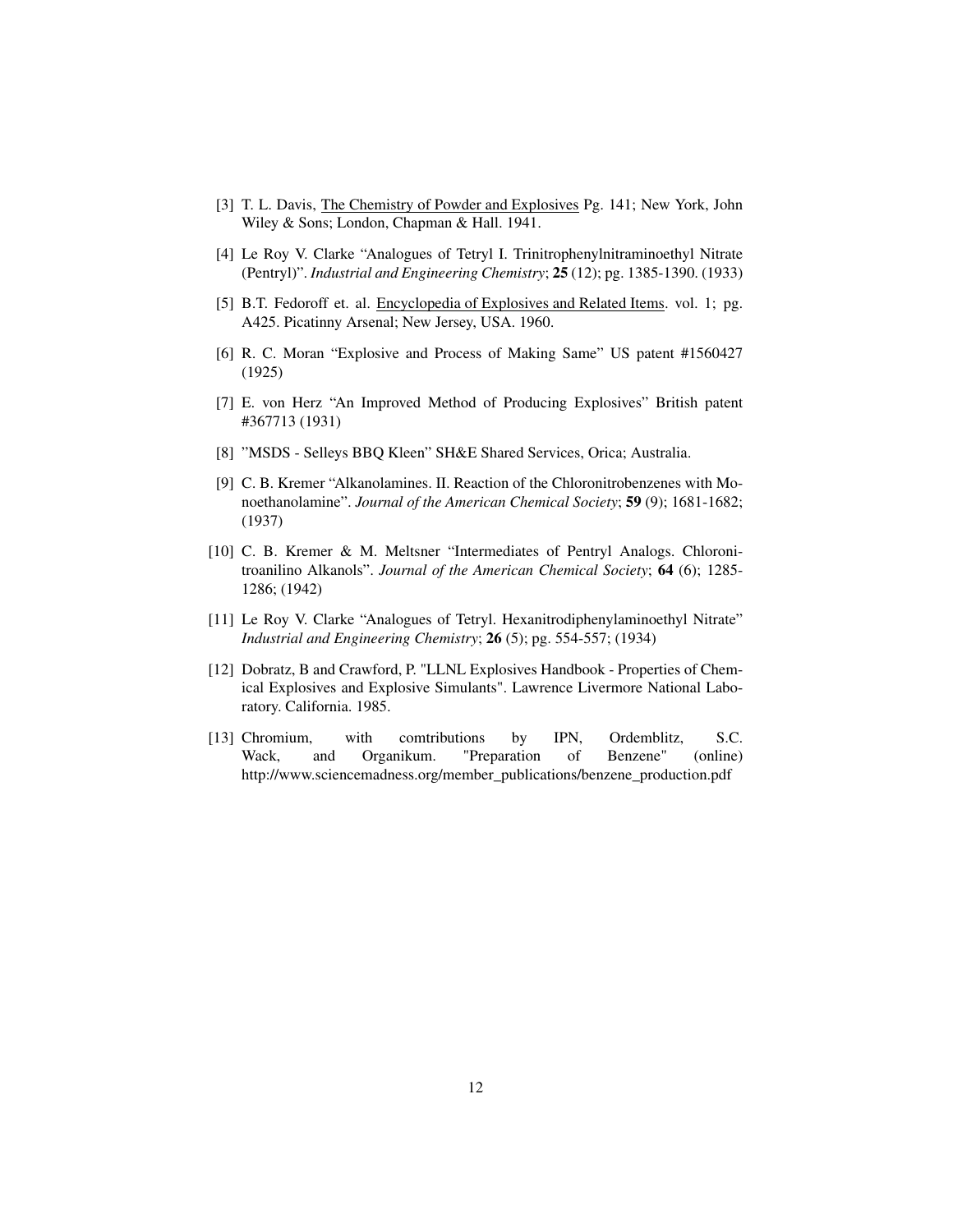[3] T. L. Davis, The Chemistry of Powder and Explosives Pg. 141; New York, John Wiley & Sons; London, Chapman & Hall. 1941.

[4] Le Roy V. Clarke "Analogues of Tetryl I. Trinitrophenylnitraminoethyl Nitrate (Pentryl)". *Industrial and Engineering Chemistry*; **25** (12); pg. 1385-1390. (1933)

[5] B.T. Fedoroff et. al. Encyclopedia of Explosives and Related Items. vol. 1; pg. A425. Picatinny Arsenal; New Jersey, USA. 1960.

[6] R. C. Moran "Explosive and Process of Making Same" US patent #1560427 (1925)

[7] E. von Herz "An Improved Method of Producing Explosives" British patent #367713 (1931)

[8] "MSDS - Selleys BBQ Kleen" SH&E Shared Services, Orica; Australia.

[9] C. B. Kremer "Alkanolamines. II. Reaction of the Chloronitrobenzenes with Monoethanolamine". *Journal of the American Chemical Society*; **59** (9); 1681-1682; (1937)

[10] C. B. Kremer & M. Meltsner "Intermediates of Pentryl Analogs. Chloronitroanilino Alkanols". *Journal of the American Chemical Society*; **64** (6); 1285-1286; (1942)

[11] Le Roy V. Clarke "Analogues of Tetryl. Hexanitrodiphenylaminoethyl Nitrate" *Industrial and Engineering Chemistry*; **26** (5); pg. 554-557; (1934)

[12] Dobratz, B and Crawford, P. "LLNL Explosives Handbook - Properties of Chemical Explosives and Explosive Simulants". Lawrence Livermore National Laboratory. California. 1985.

[13] Chromium, with comtributions by IPN, Ordemblitz, S.C. Wack, and Organikum. "Preparation of Benzene" (online) http://www.sciencemadness.org/member_publications/benzene_production.pdf